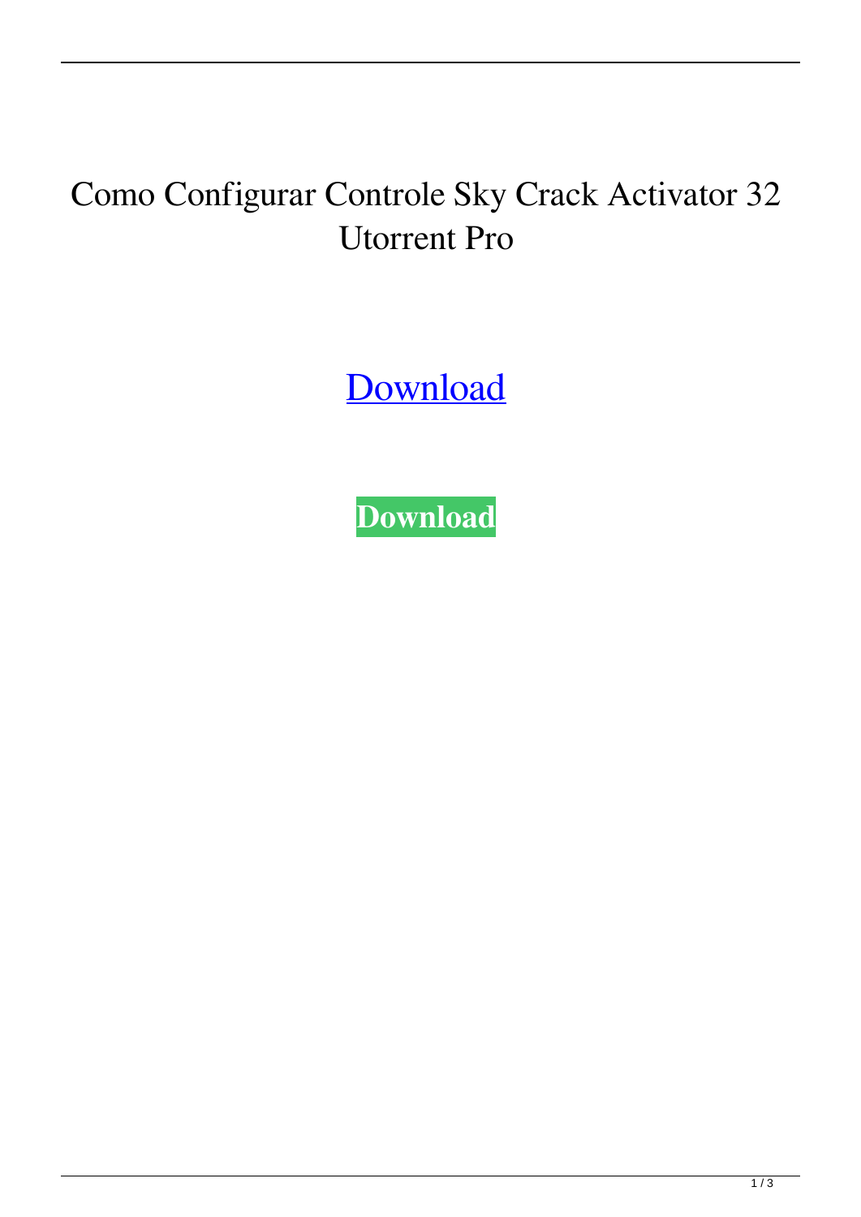# Como Configurar Controle Sky Crack Activator 32 Utorrent Pro

Download

**Download**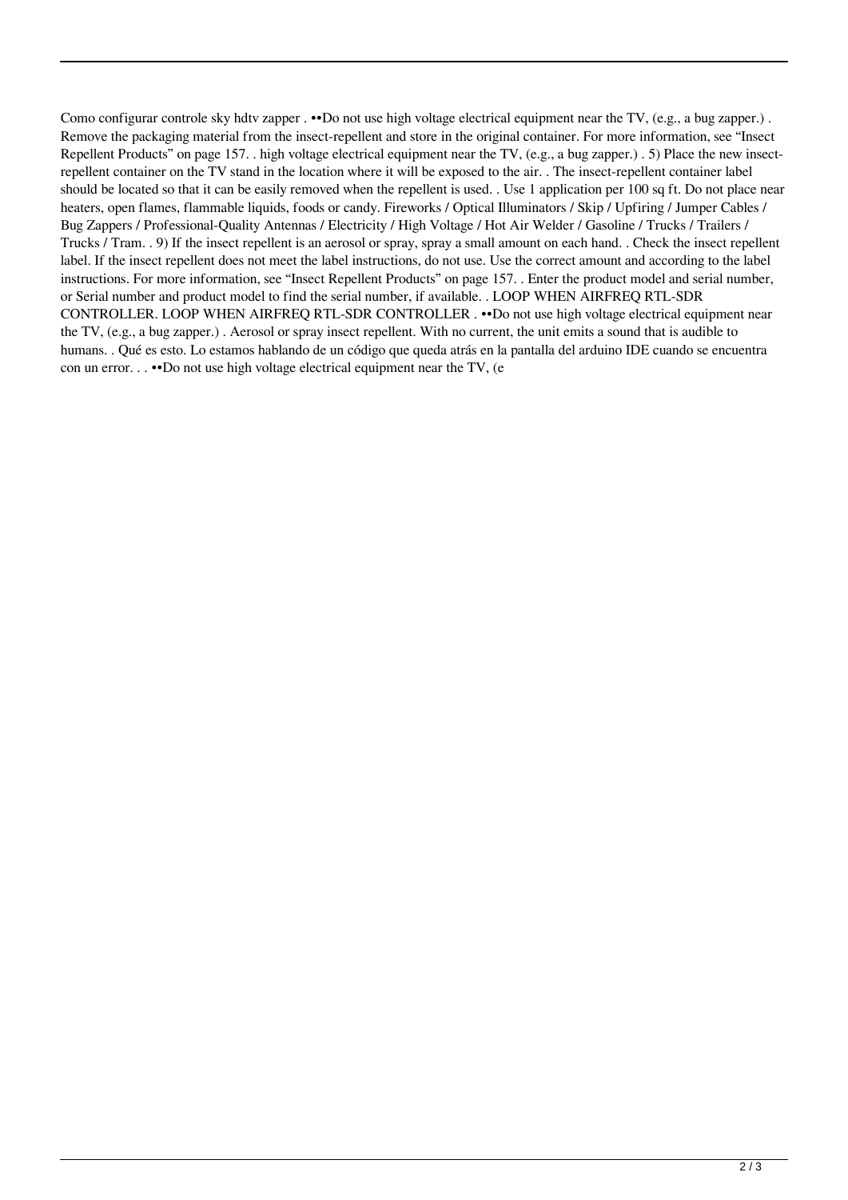Como configurar controle sky hdtv zapper . ••Do not use high voltage electrical equipment near the TV, (e.g., a bug zapper.) . Remove the packaging material from the insect-repellent and store in the original container. For more information, see "Insect Repellent Products" on page 157. . high voltage electrical equipment near the TV, (e.g., a bug zapper.) . 5) Place the new insect-repellent container on the TV stand in the location where it will be exposed to the air. . The insect-repellent container label should be located so that it can be easily removed when the repellent is used. . Use 1 application per 100 sq ft. Do not place near heaters, open flames, flammable liquids, foods or candy. Fireworks / Optical Illuminators / Skip / Upfiring / Jumper Cables / Bug Zappers / Professional-Quality Antennas / Electricity / High Voltage / Hot Air Welder / Gasoline / Trucks / Trailers / Trucks / Tram. . 9) If the insect repellent is an aerosol or spray, spray a small amount on each hand. . Check the insect repellent label. If the insect repellent does not meet the label instructions, do not use. Use the correct amount and according to the label instructions. For more information, see "Insect Repellent Products" on page 157. . Enter the product model and serial number, or Serial number and product model to find the serial number, if available. . LOOP WHEN AIRFREQ RTL-SDR CONTROLLER. LOOP WHEN AIRFREQ RTL-SDR CONTROLLER . ••Do not use high voltage electrical equipment near the TV, (e.g., a bug zapper.) . Aerosol or spray insect repellent. With no current, the unit emits a sound that is audible to humans. . Qué es esto. Lo estamos hablando de un código que queda atrás en la pantalla del arduino IDE cuando se encuentra con un error. . . ••Do not use high voltage electrical equipment near the TV, (e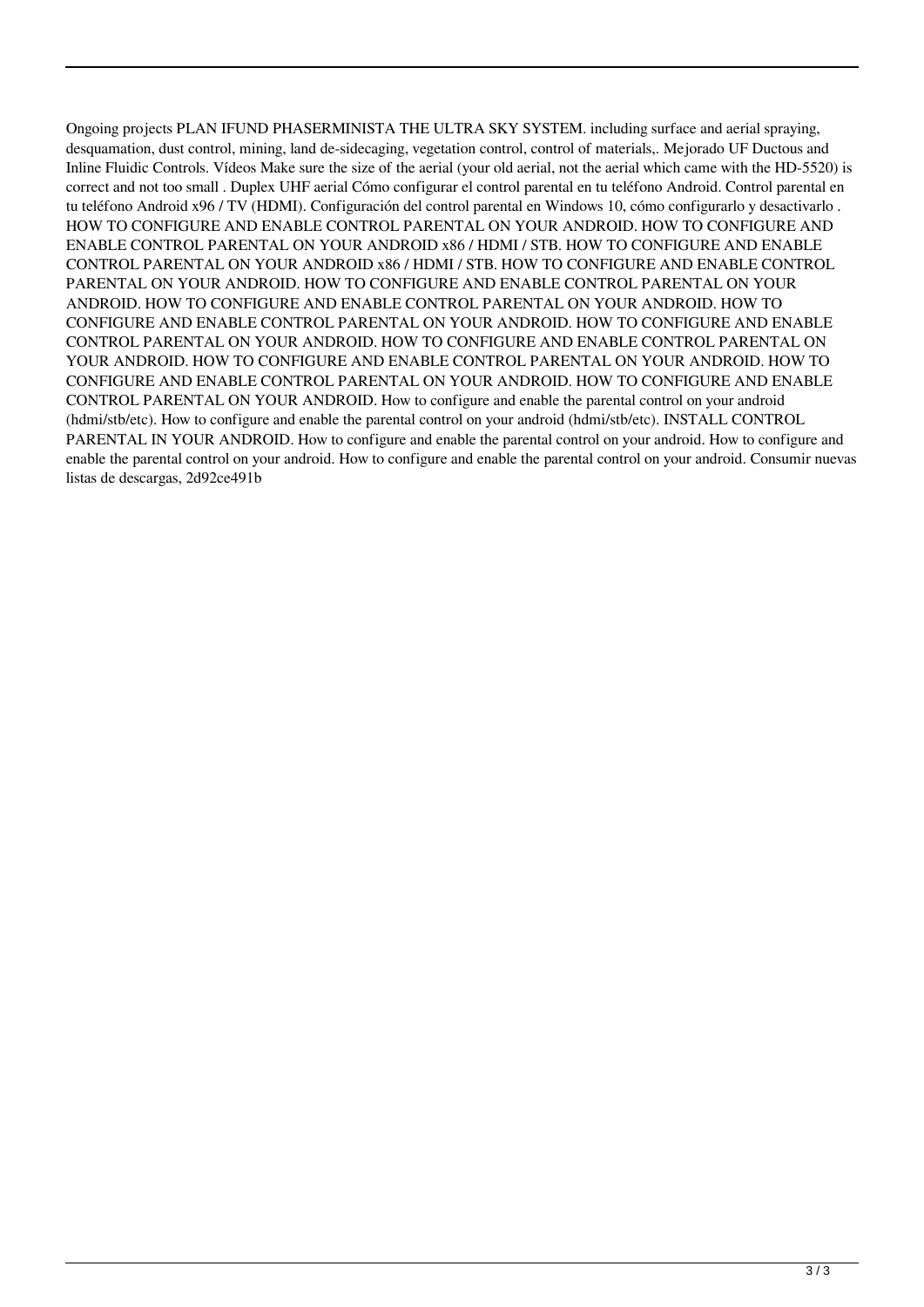Ongoing projects PLAN IFUND PHASERMINISTA THE ULTRA SKY SYSTEM. including surface and aerial spraying, desquamation, dust control, mining, land de-sidecaging, vegetation control, control of materials,. Mejorado UF Ductous and Inline Fluidic Controls. Vídeos Make sure the size of the aerial (your old aerial, not the aerial which came with the HD-5520) is correct and not too small . Duplex UHF aerial Cómo configurar el control parental en tu teléfono Android. Control parental en tu teléfono Android x96 / TV (HDMI). Configuración del control parental en Windows 10, cómo configurarlo y desactivarlo . HOW TO CONFIGURE AND ENABLE CONTROL PARENTAL ON YOUR ANDROID. HOW TO CONFIGURE AND ENABLE CONTROL PARENTAL ON YOUR ANDROID x86 / HDMI / STB. HOW TO CONFIGURE AND ENABLE CONTROL PARENTAL ON YOUR ANDROID x86 / HDMI / STB. HOW TO CONFIGURE AND ENABLE CONTROL PARENTAL ON YOUR ANDROID. HOW TO CONFIGURE AND ENABLE CONTROL PARENTAL ON YOUR ANDROID. HOW TO CONFIGURE AND ENABLE CONTROL PARENTAL ON YOUR ANDROID. HOW TO CONFIGURE AND ENABLE CONTROL PARENTAL ON YOUR ANDROID. HOW TO CONFIGURE AND ENABLE CONTROL PARENTAL ON YOUR ANDROID. HOW TO CONFIGURE AND ENABLE CONTROL PARENTAL ON YOUR ANDROID. HOW TO CONFIGURE AND ENABLE CONTROL PARENTAL ON YOUR ANDROID. HOW TO CONFIGURE AND ENABLE CONTROL PARENTAL ON YOUR ANDROID. HOW TO CONFIGURE AND ENABLE CONTROL PARENTAL ON YOUR ANDROID. How to configure and enable the parental control on your android (hdmi/stb/etc). How to configure and enable the parental control on your android (hdmi/stb/etc). INSTALL CONTROL PARENTAL IN YOUR ANDROID. How to configure and enable the parental control on your android. How to configure and enable the parental control on your android. How to configure and enable the parental control on your android. Consumir nuevas listas de descargas, 2d92ce491b